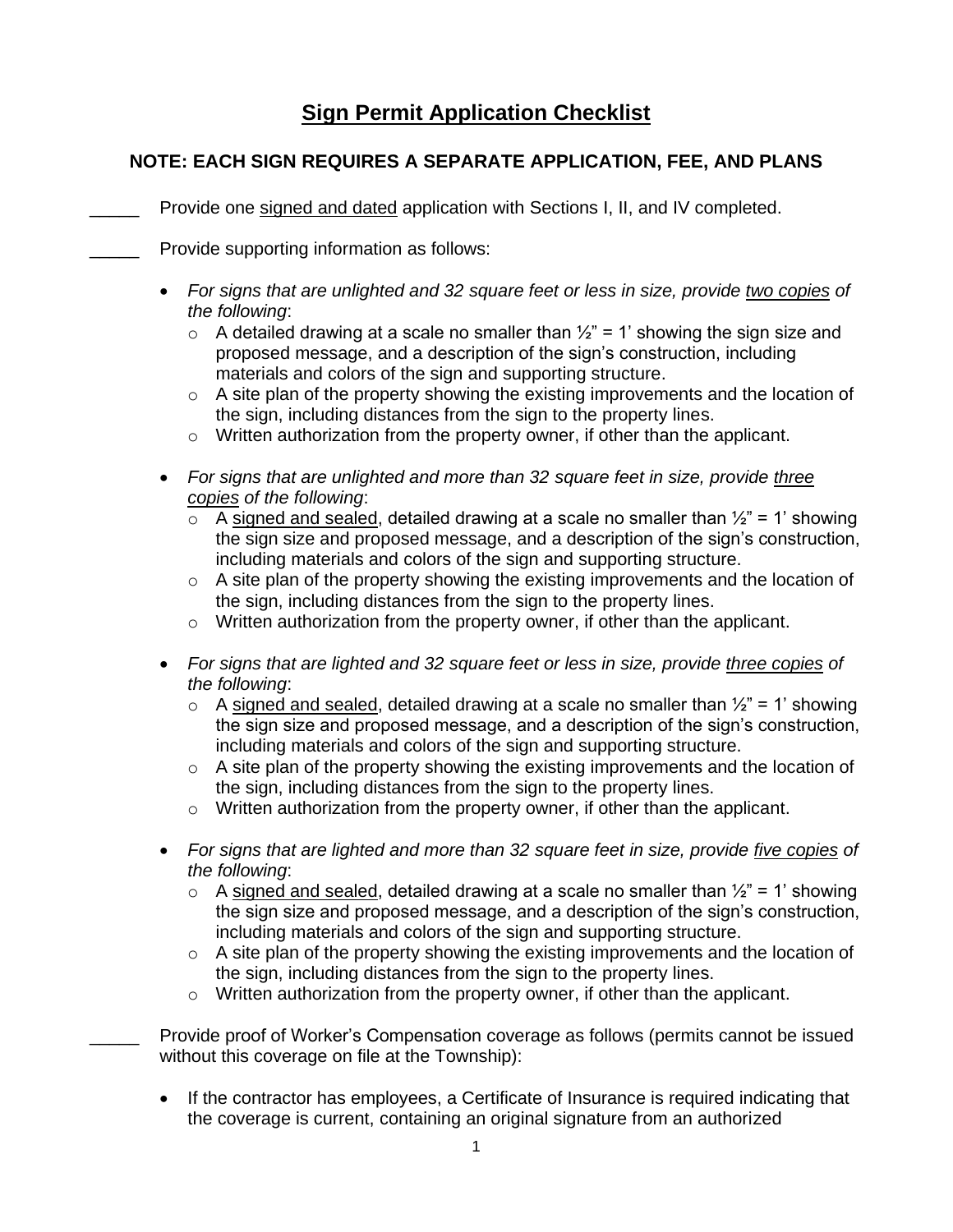# Sign Permit Application Checklist

## NOTE: EACH SIGN REQUIRES A SEPARATE APPLICATION, FEE, AND PLANS

_____ Provide one signed and dated application with Sections I, II, and IV completed.

_____ Provide supporting information as follows:

- *For signs that are unlighted and 32 square feet or less in size, provide two copies of the following*:
  - A detailed drawing at a scale no smaller than ½" = 1' showing the sign size and proposed message, and a description of the sign's construction, including materials and colors of the sign and supporting structure.
  - A site plan of the property showing the existing improvements and the location of the sign, including distances from the sign to the property lines.
  - Written authorization from the property owner, if other than the applicant.

- *For signs that are unlighted and more than 32 square feet in size, provide three copies of the following*:
  - A signed and sealed, detailed drawing at a scale no smaller than ½" = 1' showing the sign size and proposed message, and a description of the sign's construction, including materials and colors of the sign and supporting structure.
  - A site plan of the property showing the existing improvements and the location of the sign, including distances from the sign to the property lines.
  - Written authorization from the property owner, if other than the applicant.

- *For signs that are lighted and 32 square feet or less in size, provide three copies of the following*:
  - A signed and sealed, detailed drawing at a scale no smaller than ½" = 1' showing the sign size and proposed message, and a description of the sign's construction, including materials and colors of the sign and supporting structure.
  - A site plan of the property showing the existing improvements and the location of the sign, including distances from the sign to the property lines.
  - Written authorization from the property owner, if other than the applicant.

- *For signs that are lighted and more than 32 square feet in size, provide five copies of the following*:
  - A signed and sealed, detailed drawing at a scale no smaller than ½" = 1' showing the sign size and proposed message, and a description of the sign's construction, including materials and colors of the sign and supporting structure.
  - A site plan of the property showing the existing improvements and the location of the sign, including distances from the sign to the property lines.
  - Written authorization from the property owner, if other than the applicant.

_____ Provide proof of Worker's Compensation coverage as follows (permits cannot be issued without this coverage on file at the Township):

- If the contractor has employees, a Certificate of Insurance is required indicating that the coverage is current, containing an original signature from an authorized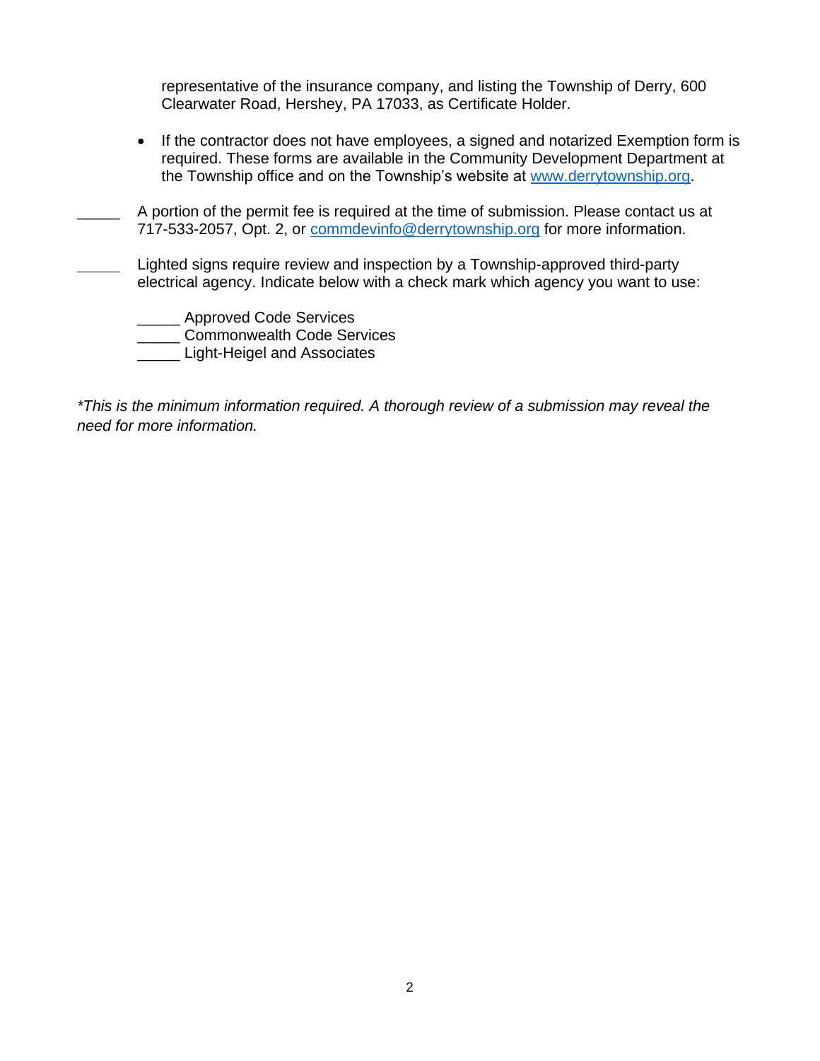representative of the insurance company, and listing the Township of Derry, 600 Clearwater Road, Hershey, PA 17033, as Certificate Holder.

- If the contractor does not have employees, a signed and notarized Exemption form is required. These forms are available in the Community Development Department at the Township office and on the Township's website at www.derrytownship.org.

_____ A portion of the permit fee is required at the time of submission. Please contact us at 717-533-2057, Opt. 2, or commdevinfo@derrytownship.org for more information.

_____ Lighted signs require review and inspection by a Township-approved third-party electrical agency. Indicate below with a check mark which agency you want to use:

_____ Approved Code Services
_____ Commonwealth Code Services
_____ Light-Heigel and Associates

*\*This is the minimum information required. A thorough review of a submission may reveal the need for more information.*